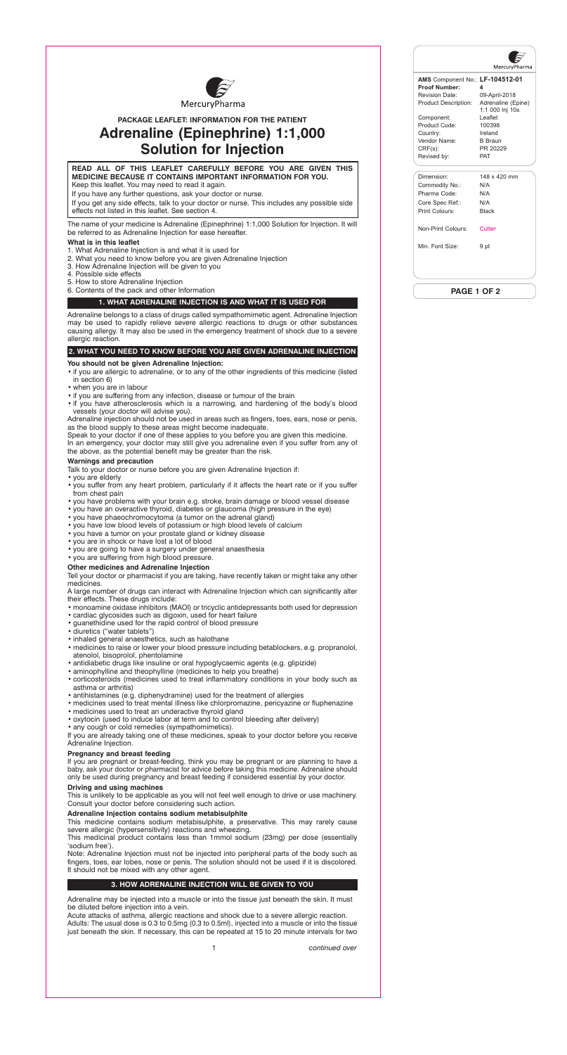MercuryPharma

**PACKAGE LEAFLET: INFORMATION FOR THE PATIENT**

# Adrenaline (Epinephrine) 1:1,000 Solution for Injection

**READ ALL OF THIS LEAFLET CAREFULLY BEFORE YOU ARE GIVEN THIS MEDICINE BECAUSE IT CONTAINS IMPORTANT INFORMATION FOR YOU.**
Keep this leaflet. You may need to read it again.
If you have any further questions, ask your doctor or nurse.
If you get any side effects, talk to your doctor or nurse. This includes any possible side effects not listed in this leaflet. See section 4.

The name of your medicine is Adrenaline (Epinephrine) 1:1,000 Solution for Injection. It will be referred to as Adrenaline Injection for ease hereafter.

**What is in this leaflet**

1. What Adrenaline Injection is and what it is used for
2. What you need to know before you are given Adrenaline Injection
3. How Adrenaline Injection will be given to you
4. Possible side effects
5. How to store Adrenaline Injection
6. Contents of the pack and other Information

## 1. WHAT ADRENALINE INJECTION IS AND WHAT IT IS USED FOR

Adrenaline belongs to a class of drugs called sympathomimetic agent. Adrenaline Injection may be used to rapidly relieve severe allergic reactions to drugs or other substances causing allergy. It may also be used in the emergency treatment of shock due to a severe allergic reaction.

## 2. WHAT YOU NEED TO KNOW BEFORE YOU ARE GIVEN ADRENALINE INJECTION

**You should not be given Adrenaline Injection:**

- if you are allergic to adrenaline, or to any of the other ingredients of this medicine (listed in section 6)
- when you are in labour
- if you are suffering from any infection, disease or tumour of the brain
- if you have atherosclerosis which is a narrowing, and hardening of the body's blood vessels (your doctor will advise you).

Adrenaline injection should not be used in areas such as fingers, toes, ears, nose or penis, as the blood supply to these areas might become inadequate.
Speak to your doctor if one of these applies to you before you are given this medicine.
In an emergency, your doctor may still give you adrenaline even if you suffer from any of the above, as the potential benefit may be greater than the risk.

**Warnings and precaution**

Talk to your doctor or nurse before you are given Adrenaline Injection if:

- you are elderly
- you suffer from any heart problem, particularly if it affects the heart rate or if you suffer from chest pain
- you have problems with your brain e.g. stroke, brain damage or blood vessel disease
- you have an overactive thyroid, diabetes or glaucoma (high pressure in the eye)
- you have phaeochromocytoma (a tumor on the adrenal gland)
- you have low blood levels of potassium or high blood levels of calcium
- you have a tumor on your prostate gland or kidney disease
- you are in shock or have lost a lot of blood
- you are going to have a surgery under general anaesthesia
- you are suffering from high blood pressure.

**Other medicines and Adrenaline Injection**

Tell your doctor or pharmacist if you are taking, have recently taken or might take any other medicines.
A large number of drugs can interact with Adrenaline Injection which can significantly alter their effects. These drugs include:

- monoamine oxidase inhibitors (MAOI) or tricyclic antidepressants both used for depression
- cardiac glycosides such as digoxin, used for heart failure
- guanethidine used for the rapid control of blood pressure
- diuretics ("water tablets")
- inhaled general anaesthetics, such as halothane
- medicines to raise or lower your blood pressure including betablockers, e.g. propranolol, atenolol, bisoprolol, phentolamine
- antidiabetic drugs like insuline or oral hypoglycaemic agents (e.g. glipizide)
- aminophylline and theophylline (medicines to help you breathe)
- corticosteroids (medicines used to treat inflammatory conditions in your body such as asthma or arthritis)
- antihistamines (e.g. diphenydramine) used for the treatment of allergies
- medicines used to treat mental illness like chlorpromazine, pericyazine or fluphenazine
- medicines used to treat an underactive thyroid gland
- oxytocin (used to induce labor at term and to control bleeding after delivery)
- any cough or cold remedies (sympathomimetics).

If you are already taking one of these medicines, speak to your doctor before you receive Adrenaline Injection.

**Pregnancy and breast feeding**

If you are pregnant or breast-feeding, think you may be pregnant or are planning to have a baby, ask your doctor or pharmacist for advice before taking this medicine. Adrenaline should only be used during pregnancy and breast feeding if considered essential by your doctor.

**Driving and using machines**

This is unlikely to be applicable as you will not feel well enough to drive or use machinery. Consult your doctor before considering such action.

**Adrenaline Injection contains sodium metabisulphite**

This medicine contains sodium metabisulphite, a preservative. This may rarely cause severe allergic (hypersensitivity) reactions and wheezing.
This medicinal product contains less than 1mmol sodium (23mg) per dose (essentially 'sodium free').

Note: Adrenaline Injection must not be injected into peripheral parts of the body such as fingers, toes, ear lobes, nose or penis. The solution should not be used if it is discoloured. It should not be mixed with any other agent.

## 3. HOW ADRENALINE INJECTION WILL BE GIVEN TO YOU

Adrenaline may be injected into a muscle or into the tissue just beneath the skin. It must be diluted before injection into a vein.

Acute attacks of asthma, allergic reactions and shock due to a severe allergic reaction.
Adults: The usual dose is 0.3 to 0.5mg (0.3 to 0.5ml), injected into a muscle or into the tissue just beneath the skin. If necessary, this can be repeated at 15 to 20 minute intervals for two

*continued over*

| | |
|---|---|
| **AMS** Component No.: | **LF-104512-01** |
| **Proof Number:** | **4** |
| Revision Date: | 09-April-2018 |
| Product Description: | Adrenaline (Epine) 1:1 000 Inj 10s |
| Component: | Leaflet |
| Product Code: | 100398 |
| Country: | Ireland |
| Vendor Name: | B Braun |
| CRF(s): | PR 20229 |
| Revised by: | PAT |
| Dimension: | 148 x 420 mm |
| Commodity No.: | N/A |
| Pharma Code: | N/A |
| Core Spec Ref.: | N/A |
| Print Colours: | Black |
| Non-Print Colours: | Cutter |
| Min. Font Size: | 9 pt |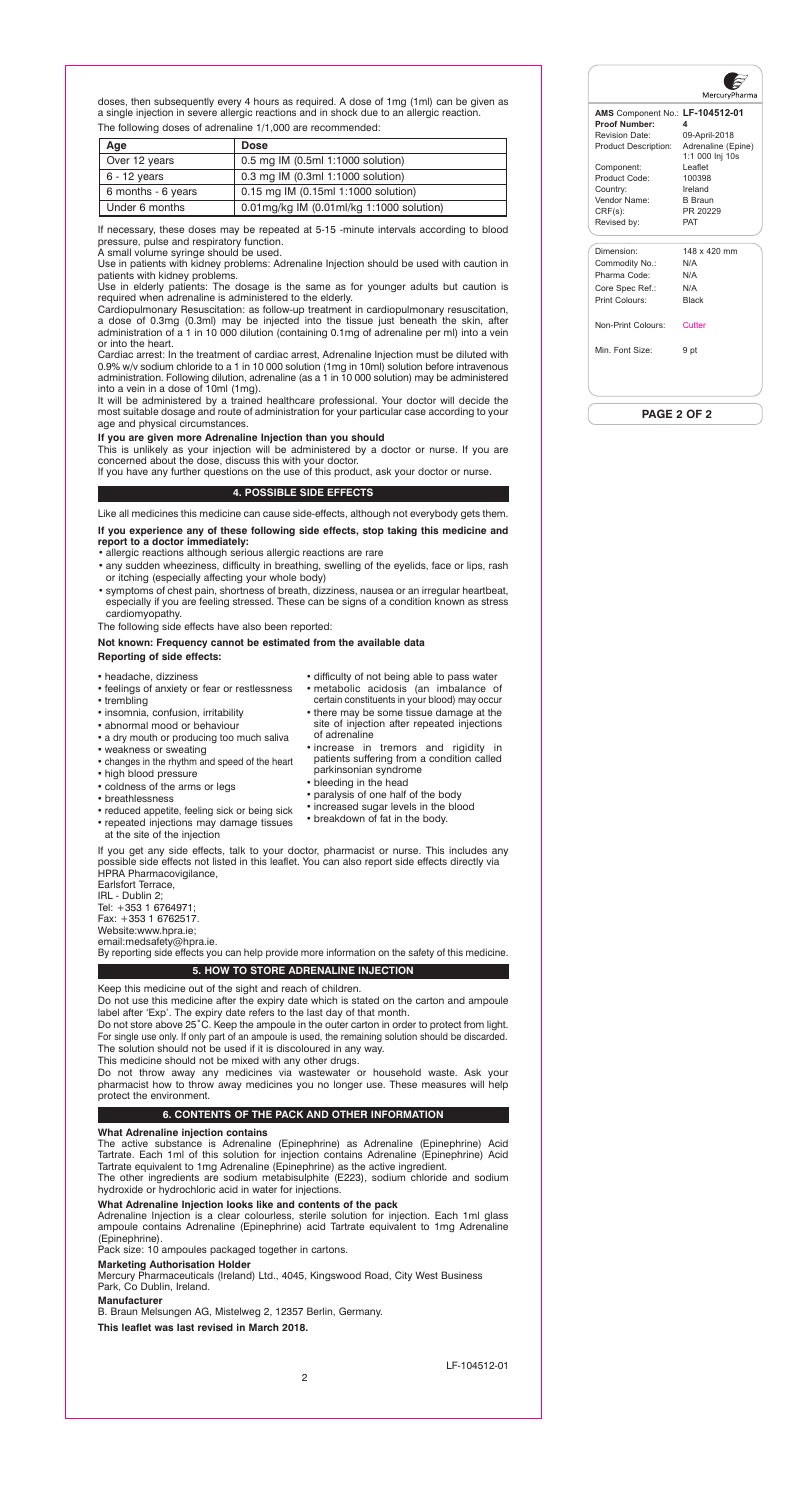doses, then subsequently every 4 hours as required. A dose of 1mg (1ml) can be given as a single injection in severe allergic reactions and in shock due to an allergic reaction.

The following doses of adrenaline 1/1,000 are recommended:

| Age | Dose |
|---|---|
| Over 12 years | 0.5 mg IM (0.5ml 1:1000 solution) |
| 6 - 12 years | 0.3 mg IM (0.3ml 1:1000 solution) |
| 6 months - 6 years | 0.15 mg IM (0.15ml 1:1000 solution) |
| Under 6 months | 0.01mg/kg IM (0.01ml/kg 1:1000 solution) |

If necessary, these doses may be repeated at 5-15 -minute intervals according to blood pressure, pulse and respiratory function.

A small volume syringe should be used.

Use in patients with kidney problems: Adrenaline Injection should be used with caution in patients with kidney problems.

Use in elderly patients: The dosage is the same as for younger adults but caution is required when adrenaline is administered to the elderly.

Cardiopulmonary Resuscitation: as follow-up treatment in cardiopulmonary resuscitation, a dose of 0.3mg (0.3ml) may be injected into the tissue just beneath the skin, after administration of a 1 in 10 000 dilution (containing 0.1mg of adrenaline per ml) into a vein or into the heart.

Cardiac arrest: In the treatment of cardiac arrest, Adrenaline Injection must be diluted with 0.9% w/v sodium chloride to a 1 in 10 000 solution (1mg in 10ml) solution before intravenous administration. Following dilution, adrenaline (as a 1 in 10 000 solution) may be administered into a vein in a dose of 10ml (1mg).

It will be administered by a trained healthcare professional. Your doctor will decide the most suitable dosage and route of administration for your particular case according to your age and physical circumstances.

**If you are given more Adrenaline Injection than you should**

This is unlikely as your injection will be administered by a doctor or nurse. If you are concerned about the dose, discuss this with your doctor.

If you have any further questions on the use of this product, ask your doctor or nurse.

## 4. POSSIBLE SIDE EFFECTS

Like all medicines this medicine can cause side-effects, although not everybody gets them.

**If you experience any of these following side effects, stop taking this medicine and report to a doctor immediately:**

- allergic reactions although serious allergic reactions are rare
- any sudden wheeziness, difficulty in breathing, swelling of the eyelids, face or lips, rash or itching (especially affecting your whole body)
- symptoms of chest pain, shortness of breath, dizziness, nausea or an irregular heartbeat, especially if you are feeling stressed. These can be signs of a condition known as stress cardiomyopathy.

The following side effects have also been reported:

**Not known: Frequency cannot be estimated from the available data**

**Reporting of side effects:**

- headache, dizziness
- feelings of anxiety or fear or restlessness
- trembling
- insomnia, confusion, irritability
- abnormal mood or behaviour
- a dry mouth or producing too much saliva
- weakness or sweating
- changes in the rhythm and speed of the heart
- high blood pressure
- coldness of the arms or legs
- breathlessness
- reduced appetite, feeling sick or being sick
- repeated injections may damage tissues at the site of the injection
- difficulty of not being able to pass water
- metabolic acidosis (an imbalance of certain constituents in your blood) may occur
- there may be some tissue damage at the site of injection after repeated injections of adrenaline
- increase in tremors and rigidity in patients suffering from a condition called parkinsonian syndrome
- bleeding in the head
- paralysis of one half of the body
- increased sugar levels in the blood
- breakdown of fat in the body.

If you get any side effects, talk to your doctor, pharmacist or nurse. This includes any possible side effects not listed in this leaflet. You can also report side effects directly via HPRA Pharmacovigilance,
Earlsfort Terrace,
IRL - Dublin 2;
Tel: +353 1 6764971;
Fax: +353 1 6762517.
Website:www.hpra.ie;
email:medsafety@hpra.ie.

By reporting side effects you can help provide more information on the safety of this medicine.

## 5. HOW TO STORE ADRENALINE INJECTION

Keep this medicine out of the sight and reach of children.

Do not use this medicine after the expiry date which is stated on the carton and ampoule label after 'Exp'. The expiry date refers to the last day of that month.

Do not store above 25˚C. Keep the ampoule in the outer carton in order to protect from light.

For single use only. If only part of an ampoule is used, the remaining solution should be discarded.

The solution should not be used if it is discoloured in any way.

This medicine should not be mixed with any other drugs.

Do not throw away any medicines via wastewater or household waste. Ask your pharmacist how to throw away medicines you no longer use. These measures will help protect the environment.

## 6. CONTENTS OF THE PACK AND OTHER INFORMATION

**What Adrenaline injection contains**

The active substance is Adrenaline (Epinephrine) as Adrenaline (Epinephrine) Acid Tartrate. Each 1ml of this solution for injection contains Adrenaline (Epinephrine) Acid Tartrate equivalent to 1mg Adrenaline (Epinephrine) as the active ingredient.

The other ingredients are sodium metabisulphite (E223), sodium chloride and sodium hydroxide or hydrochloric acid in water for injections.

**What Adrenaline Injection looks like and contents of the pack**

Adrenaline Injection is a clear colourless, sterile solution for injection. Each 1ml glass ampoule contains Adrenaline (Epinephrine) acid Tartrate equivalent to 1mg Adrenaline (Epinephrine).

Pack size: 10 ampoules packaged together in cartons.

**Marketing Authorisation Holder**

Mercury Pharmaceuticals (Ireland) Ltd., 4045, Kingswood Road, City West Business Park, Co Dublin, Ireland.

**Manufacturer**

B. Braun Melsungen AG, Mistelweg 2, 12357 Berlin, Germany.

**This leaflet was last revised in March 2018.**

LF-104512-01

MercuryPharma

| | |
|---|---|
| AMS Component No.: | LF-104512-01 |
| Proof Number: | 4 |
| Revision Date: | 09-April-2018 |
| Product Description: | Adrenaline (Epine) 1:1 000 Inj 10s |
| Component: | Leaflet |
| Product Code: | 100398 |
| Country: | Ireland |
| Vendor Name: | B Braun |
| CRF(s): | PR 20229 |
| Revised by: | PAT |
| Dimension: | 148 x 420 mm |
| Commodity No.: | N/A |
| Pharma Code: | N/A |
| Core Spec Ref.: | N/A |
| Print Colours: | Black |
| Non-Print Colours: | Cutter |
| Min. Font Size: | 9 pt |